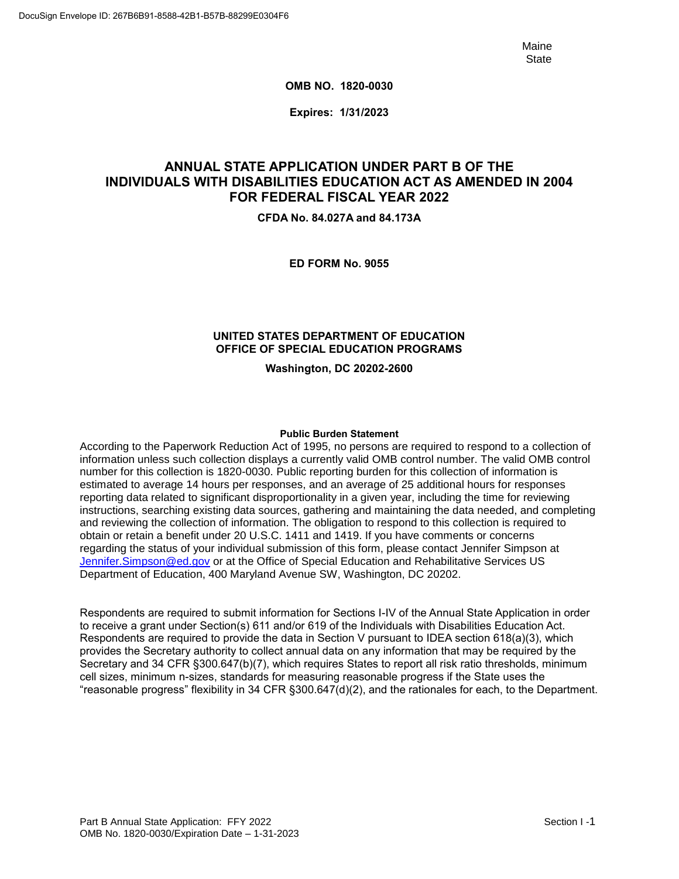Maine
State

**OMB NO. 1820-0030**

**Expires: 1/31/2023**

# ANNUAL STATE APPLICATION UNDER PART B OF THE INDIVIDUALS WITH DISABILITIES EDUCATION ACT AS AMENDED IN 2004 FOR FEDERAL FISCAL YEAR 2022

**CFDA No. 84.027A and 84.173A**

**ED FORM No. 9055**

**UNITED STATES DEPARTMENT OF EDUCATION**
**OFFICE OF SPECIAL EDUCATION PROGRAMS**

**Washington, DC 20202-2600**

**Public Burden Statement**

According to the Paperwork Reduction Act of 1995, no persons are required to respond to a collection of information unless such collection displays a currently valid OMB control number. The valid OMB control number for this collection is 1820-0030. Public reporting burden for this collection of information is estimated to average 14 hours per responses, and an average of 25 additional hours for responses reporting data related to significant disproportionality in a given year, including the time for reviewing instructions, searching existing data sources, gathering and maintaining the data needed, and completing and reviewing the collection of information. The obligation to respond to this collection is required to obtain or retain a benefit under 20 U.S.C. 1411 and 1419. If you have comments or concerns regarding the status of your individual submission of this form, please contact Jennifer Simpson at Jennifer.Simpson@ed.gov or at the Office of Special Education and Rehabilitative Services US Department of Education, 400 Maryland Avenue SW, Washington, DC 20202.

Respondents are required to submit information for Sections I-IV of the Annual State Application in order to receive a grant under Section(s) 611 and/or 619 of the Individuals with Disabilities Education Act. Respondents are required to provide the data in Section V pursuant to IDEA section 618(a)(3), which provides the Secretary authority to collect annual data on any information that may be required by the Secretary and 34 CFR §300.647(b)(7), which requires States to report all risk ratio thresholds, minimum cell sizes, minimum n-sizes, standards for measuring reasonable progress if the State uses the "reasonable progress" flexibility in 34 CFR §300.647(d)(2), and the rationales for each, to the Department.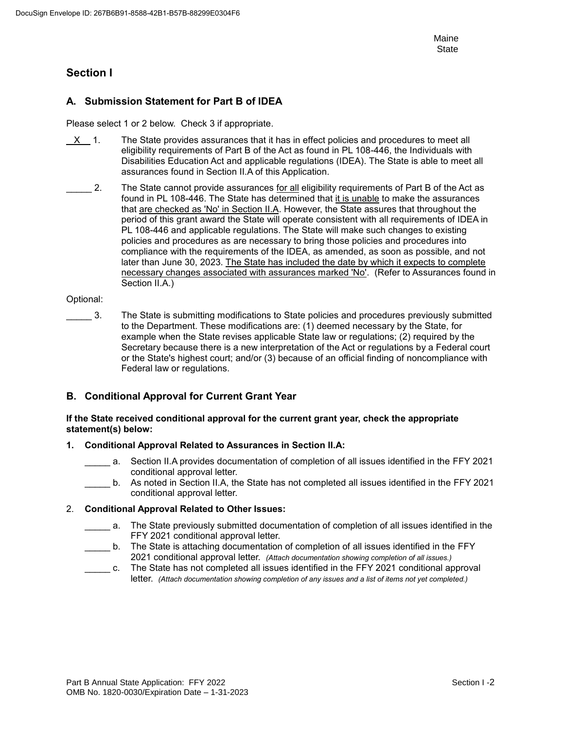Maine
State

## Section I

### A. Submission Statement for Part B of IDEA

Please select 1 or 2 below. Check 3 if appropriate.

__X__ 1. The State provides assurances that it has in effect policies and procedures to meet all eligibility requirements of Part B of the Act as found in PL 108-446, the Individuals with Disabilities Education Act and applicable regulations (IDEA). The State is able to meet all assurances found in Section II.A of this Application.

_____ 2. The State cannot provide assurances for all eligibility requirements of Part B of the Act as found in PL 108-446. The State has determined that it is unable to make the assurances that are checked as 'No' in Section II.A. However, the State assures that throughout the period of this grant award the State will operate consistent with all requirements of IDEA in PL 108-446 and applicable regulations. The State will make such changes to existing policies and procedures as are necessary to bring those policies and procedures into compliance with the requirements of the IDEA, as amended, as soon as possible, and not later than June 30, 2023. The State has included the date by which it expects to complete necessary changes associated with assurances marked 'No'. (Refer to Assurances found in Section II.A.)

Optional:

_____ 3. The State is submitting modifications to State policies and procedures previously submitted to the Department. These modifications are: (1) deemed necessary by the State, for example when the State revises applicable State law or regulations; (2) required by the Secretary because there is a new interpretation of the Act or regulations by a Federal court or the State's highest court; and/or (3) because of an official finding of noncompliance with Federal law or regulations.

### B. Conditional Approval for Current Grant Year

**If the State received conditional approval for the current grant year, check the appropriate statement(s) below:**

**1. Conditional Approval Related to Assurances in Section II.A:**

_____ a. Section II.A provides documentation of completion of all issues identified in the FFY 2021 conditional approval letter.

_____ b. As noted in Section II.A, the State has not completed all issues identified in the FFY 2021 conditional approval letter.

2. **Conditional Approval Related to Other Issues:**

_____ a. The State previously submitted documentation of completion of all issues identified in the FFY 2021 conditional approval letter.

_____ b. The State is attaching documentation of completion of all issues identified in the FFY 2021 conditional approval letter. *(Attach documentation showing completion of all issues.)*

_____ c. The State has not completed all issues identified in the FFY 2021 conditional approval letter. *(Attach documentation showing completion of any issues and a list of items not yet completed.)*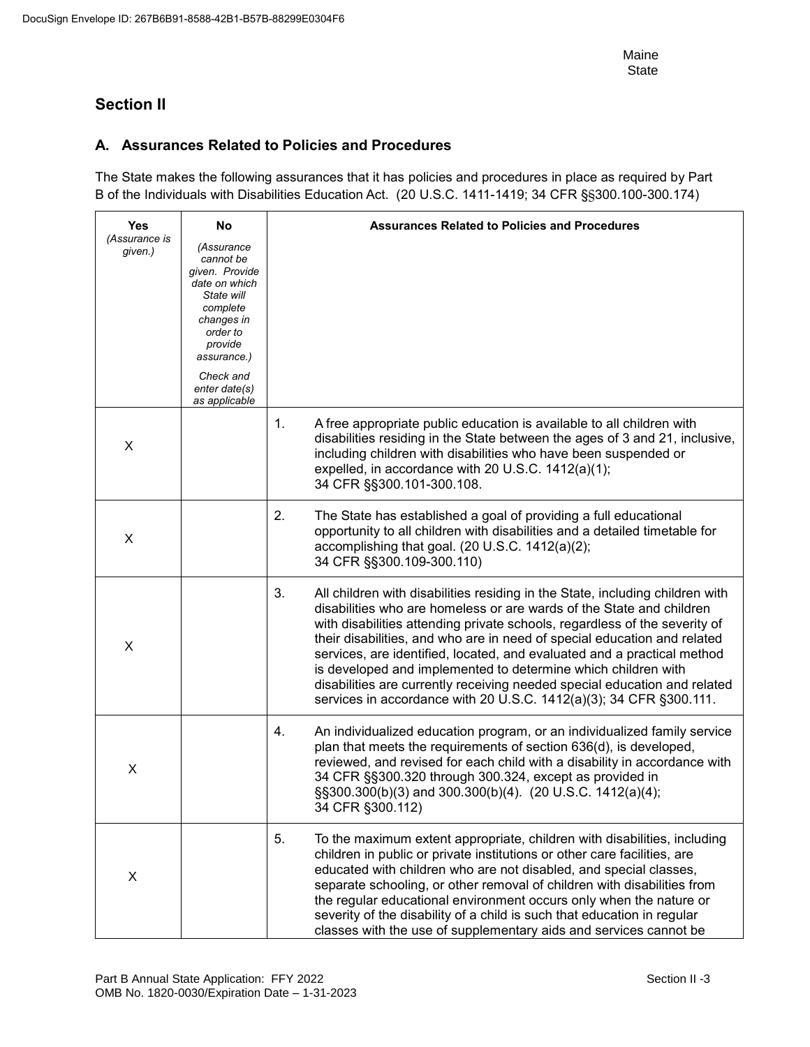Maine
State

## Section II

### A. Assurances Related to Policies and Procedures

The State makes the following assurances that it has policies and procedures in place as required by Part B of the Individuals with Disabilities Education Act. (20 U.S.C. 1411-1419; 34 CFR §§300.100-300.174)

| Yes *(Assurance is given.)* | No *(Assurance cannot be given. Provide date on which State will complete changes in order to provide assurance.)* *Check and enter date(s) as applicable* | Assurances Related to Policies and Procedures |
|---|---|---|
| X | | 1. A free appropriate public education is available to all children with disabilities residing in the State between the ages of 3 and 21, inclusive, including children with disabilities who have been suspended or expelled, in accordance with 20 U.S.C. 1412(a)(1); 34 CFR §§300.101-300.108. |
| X | | 2. The State has established a goal of providing a full educational opportunity to all children with disabilities and a detailed timetable for accomplishing that goal. (20 U.S.C. 1412(a)(2); 34 CFR §§300.109-300.110) |
| X | | 3. All children with disabilities residing in the State, including children with disabilities who are homeless or are wards of the State and children with disabilities attending private schools, regardless of the severity of their disabilities, and who are in need of special education and related services, are identified, located, and evaluated and a practical method is developed and implemented to determine which children with disabilities are currently receiving needed special education and related services in accordance with 20 U.S.C. 1412(a)(3); 34 CFR §300.111. |
| X | | 4. An individualized education program, or an individualized family service plan that meets the requirements of section 636(d), is developed, reviewed, and revised for each child with a disability in accordance with 34 CFR §§300.320 through 300.324, except as provided in §§300.300(b)(3) and 300.300(b)(4). (20 U.S.C. 1412(a)(4); 34 CFR §300.112) |
| X | | 5. To the maximum extent appropriate, children with disabilities, including children in public or private institutions or other care facilities, are educated with children who are not disabled, and special classes, separate schooling, or other removal of children with disabilities from the regular educational environment occurs only when the nature or severity of the disability of a child is such that education in regular classes with the use of supplementary aids and services cannot be |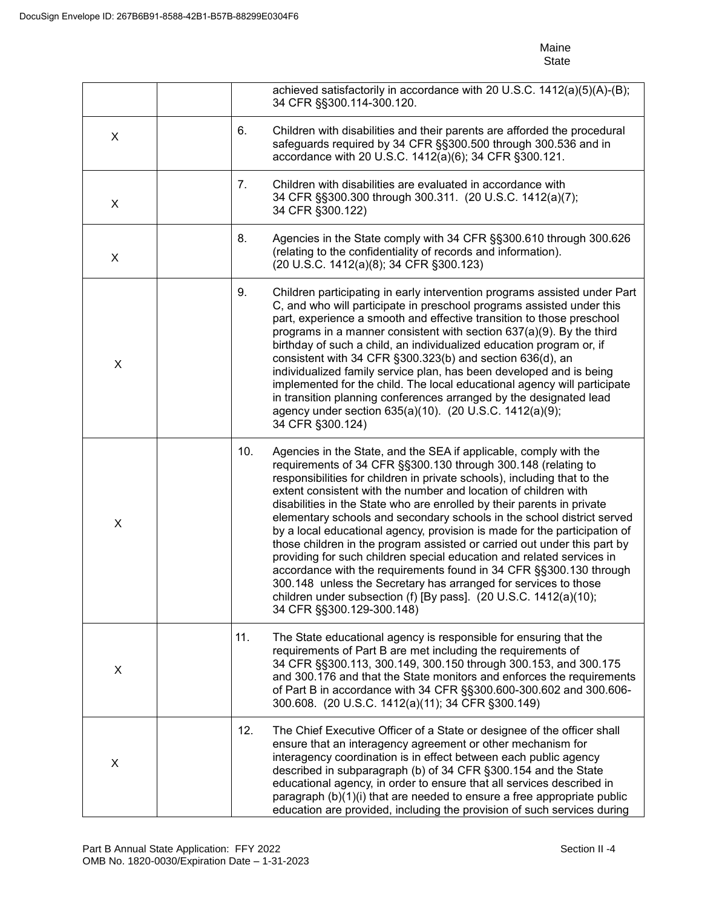Maine
State

| | | | |
|---|---|---|---|
| | | | achieved satisfactorily in accordance with 20 U.S.C. 1412(a)(5)(A)-(B); 34 CFR §§300.114-300.120. |
| X | | 6. | Children with disabilities and their parents are afforded the procedural safeguards required by 34 CFR §§300.500 through 300.536 and in accordance with 20 U.S.C. 1412(a)(6); 34 CFR §300.121. |
| X | | 7. | Children with disabilities are evaluated in accordance with 34 CFR §§300.300 through 300.311. (20 U.S.C. 1412(a)(7); 34 CFR §300.122) |
| X | | 8. | Agencies in the State comply with 34 CFR §§300.610 through 300.626 (relating to the confidentiality of records and information). (20 U.S.C. 1412(a)(8); 34 CFR §300.123) |
| X | | 9. | Children participating in early intervention programs assisted under Part C, and who will participate in preschool programs assisted under this part, experience a smooth and effective transition to those preschool programs in a manner consistent with section 637(a)(9). By the third birthday of such a child, an individualized education program or, if consistent with 34 CFR §300.323(b) and section 636(d), an individualized family service plan, has been developed and is being implemented for the child. The local educational agency will participate in transition planning conferences arranged by the designated lead agency under section 635(a)(10). (20 U.S.C. 1412(a)(9); 34 CFR §300.124) |
| X | | 10. | Agencies in the State, and the SEA if applicable, comply with the requirements of 34 CFR §§300.130 through 300.148 (relating to responsibilities for children in private schools), including that to the extent consistent with the number and location of children with disabilities in the State who are enrolled by their parents in private elementary schools and secondary schools in the school district served by a local educational agency, provision is made for the participation of those children in the program assisted or carried out under this part by providing for such children special education and related services in accordance with the requirements found in 34 CFR §§300.130 through 300.148 unless the Secretary has arranged for services to those children under subsection (f) [By pass]. (20 U.S.C. 1412(a)(10); 34 CFR §§300.129-300.148) |
| X | | 11. | The State educational agency is responsible for ensuring that the requirements of Part B are met including the requirements of 34 CFR §§300.113, 300.149, 300.150 through 300.153, and 300.175 and 300.176 and that the State monitors and enforces the requirements of Part B in accordance with 34 CFR §§300.600-300.602 and 300.606-300.608. (20 U.S.C. 1412(a)(11); 34 CFR §300.149) |
| X | | 12. | The Chief Executive Officer of a State or designee of the officer shall ensure that an interagency agreement or other mechanism for interagency coordination is in effect between each public agency described in subparagraph (b) of 34 CFR §300.154 and the State educational agency, in order to ensure that all services described in paragraph (b)(1)(i) that are needed to ensure a free appropriate public education are provided, including the provision of such services during |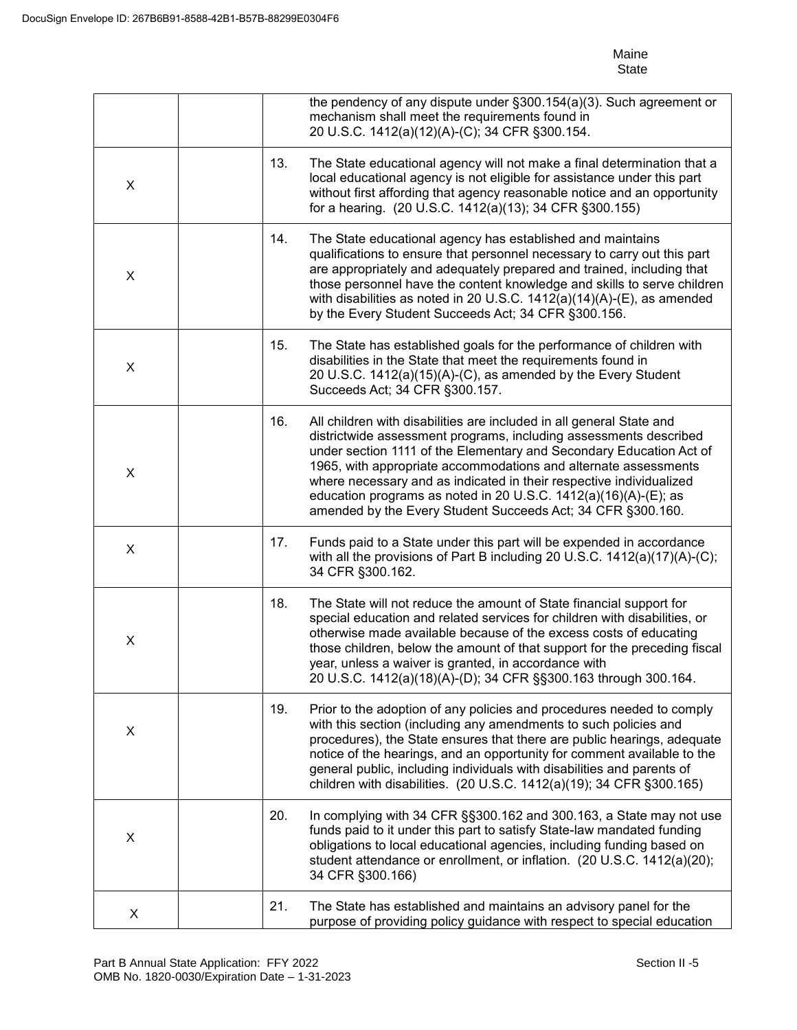Maine
State

| | | | |
|---|---|---|---|
| | | | the pendency of any dispute under §300.154(a)(3). Such agreement or mechanism shall meet the requirements found in 20 U.S.C. 1412(a)(12)(A)-(C); 34 CFR §300.154. |
| X | | 13. | The State educational agency will not make a final determination that a local educational agency is not eligible for assistance under this part without first affording that agency reasonable notice and an opportunity for a hearing. (20 U.S.C. 1412(a)(13); 34 CFR §300.155) |
| X | | 14. | The State educational agency has established and maintains qualifications to ensure that personnel necessary to carry out this part are appropriately and adequately prepared and trained, including that those personnel have the content knowledge and skills to serve children with disabilities as noted in 20 U.S.C. 1412(a)(14)(A)-(E), as amended by the Every Student Succeeds Act; 34 CFR §300.156. |
| X | | 15. | The State has established goals for the performance of children with disabilities in the State that meet the requirements found in 20 U.S.C. 1412(a)(15)(A)-(C), as amended by the Every Student Succeeds Act; 34 CFR §300.157. |
| X | | 16. | All children with disabilities are included in all general State and districtwide assessment programs, including assessments described under section 1111 of the Elementary and Secondary Education Act of 1965, with appropriate accommodations and alternate assessments where necessary and as indicated in their respective individualized education programs as noted in 20 U.S.C. 1412(a)(16)(A)-(E); as amended by the Every Student Succeeds Act; 34 CFR §300.160. |
| X | | 17. | Funds paid to a State under this part will be expended in accordance with all the provisions of Part B including 20 U.S.C. 1412(a)(17)(A)-(C); 34 CFR §300.162. |
| X | | 18. | The State will not reduce the amount of State financial support for special education and related services for children with disabilities, or otherwise made available because of the excess costs of educating those children, below the amount of that support for the preceding fiscal year, unless a waiver is granted, in accordance with 20 U.S.C. 1412(a)(18)(A)-(D); 34 CFR §§300.163 through 300.164. |
| X | | 19. | Prior to the adoption of any policies and procedures needed to comply with this section (including any amendments to such policies and procedures), the State ensures that there are public hearings, adequate notice of the hearings, and an opportunity for comment available to the general public, including individuals with disabilities and parents of children with disabilities. (20 U.S.C. 1412(a)(19); 34 CFR §300.165) |
| X | | 20. | In complying with 34 CFR §§300.162 and 300.163, a State may not use funds paid to it under this part to satisfy State-law mandated funding obligations to local educational agencies, including funding based on student attendance or enrollment, or inflation. (20 U.S.C. 1412(a)(20); 34 CFR §300.166) |
| X | | 21. | The State has established and maintains an advisory panel for the purpose of providing policy guidance with respect to special education |

Part B Annual State Application: FFY 2022
OMB No. 1820-0030/Expiration Date – 1-31-2023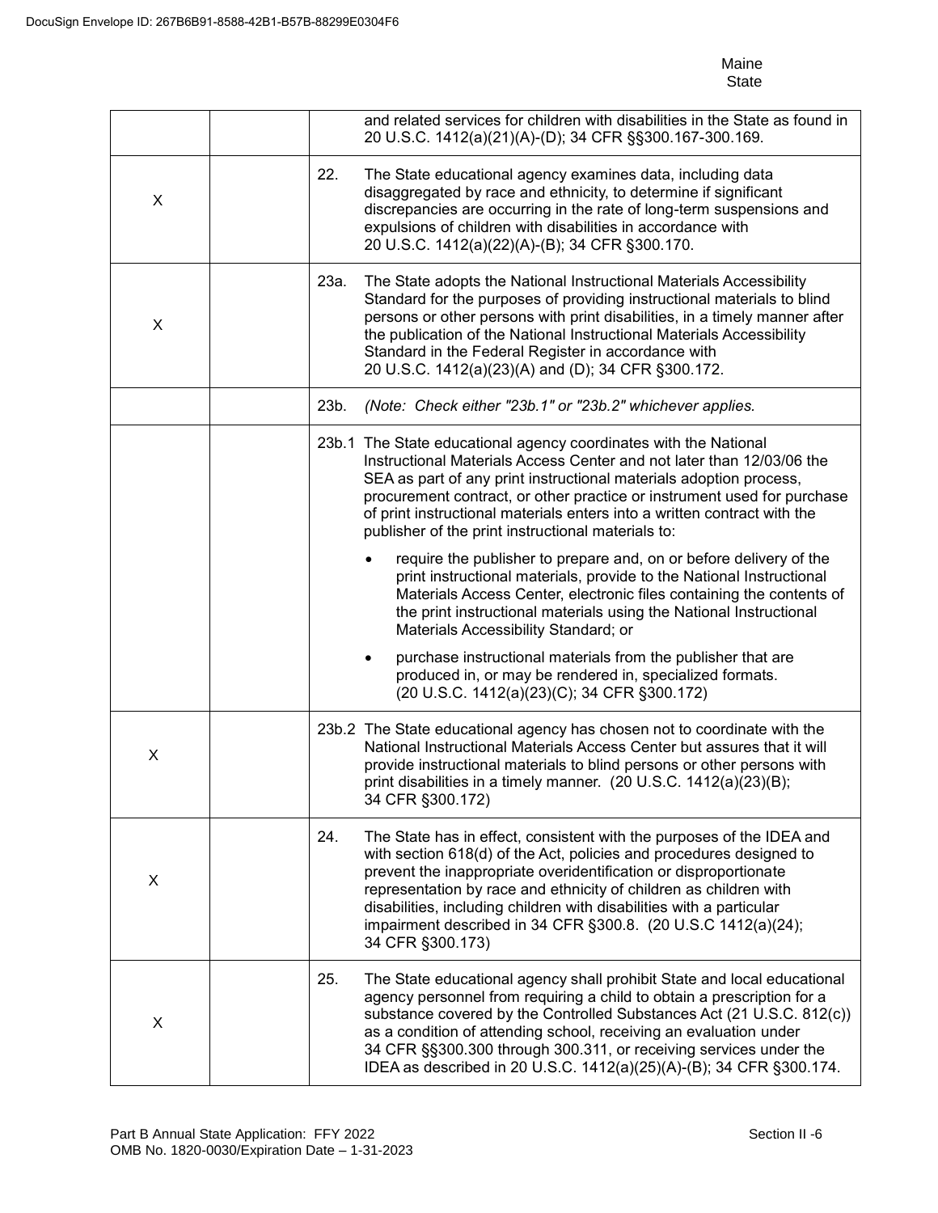| | | |
|---|---|---|
| | | and related services for children with disabilities in the State as found in 20 U.S.C. 1412(a)(21)(A)-(D); 34 CFR §§300.167-300.169. |
| X | | 22. The State educational agency examines data, including data disaggregated by race and ethnicity, to determine if significant discrepancies are occurring in the rate of long-term suspensions and expulsions of children with disabilities in accordance with 20 U.S.C. 1412(a)(22)(A)-(B); 34 CFR §300.170. |
| X | | 23a. The State adopts the National Instructional Materials Accessibility Standard for the purposes of providing instructional materials to blind persons or other persons with print disabilities, in a timely manner after the publication of the National Instructional Materials Accessibility Standard in the Federal Register in accordance with 20 U.S.C. 1412(a)(23)(A) and (D); 34 CFR §300.172. |
| | | 23b. *(Note: Check either "23b.1" or "23b.2" whichever applies.* |
| | | 23b.1 The State educational agency coordinates with the National Instructional Materials Access Center and not later than 12/03/06 the SEA as part of any print instructional materials adoption process, procurement contract, or other practice or instrument used for purchase of print instructional materials enters into a written contract with the publisher of the print instructional materials to: <br>• require the publisher to prepare and, on or before delivery of the print instructional materials, provide to the National Instructional Materials Access Center, electronic files containing the contents of the print instructional materials using the National Instructional Materials Accessibility Standard; or <br>• purchase instructional materials from the publisher that are produced in, or may be rendered in, specialized formats. (20 U.S.C. 1412(a)(23)(C); 34 CFR §300.172) |
| X | | 23b.2 The State educational agency has chosen not to coordinate with the National Instructional Materials Access Center but assures that it will provide instructional materials to blind persons or other persons with print disabilities in a timely manner. (20 U.S.C. 1412(a)(23)(B); 34 CFR §300.172) |
| X | | 24. The State has in effect, consistent with the purposes of the IDEA and with section 618(d) of the Act, policies and procedures designed to prevent the inappropriate overidentification or disproportionate representation by race and ethnicity of children as children with disabilities, including children with disabilities with a particular impairment described in 34 CFR §300.8. (20 U.S.C 1412(a)(24); 34 CFR §300.173) |
| X | | 25. The State educational agency shall prohibit State and local educational agency personnel from requiring a child to obtain a prescription for a substance covered by the Controlled Substances Act (21 U.S.C. 812(c)) as a condition of attending school, receiving an evaluation under 34 CFR §§300.300 through 300.311, or receiving services under the IDEA as described in 20 U.S.C. 1412(a)(25)(A)-(B); 34 CFR §300.174. |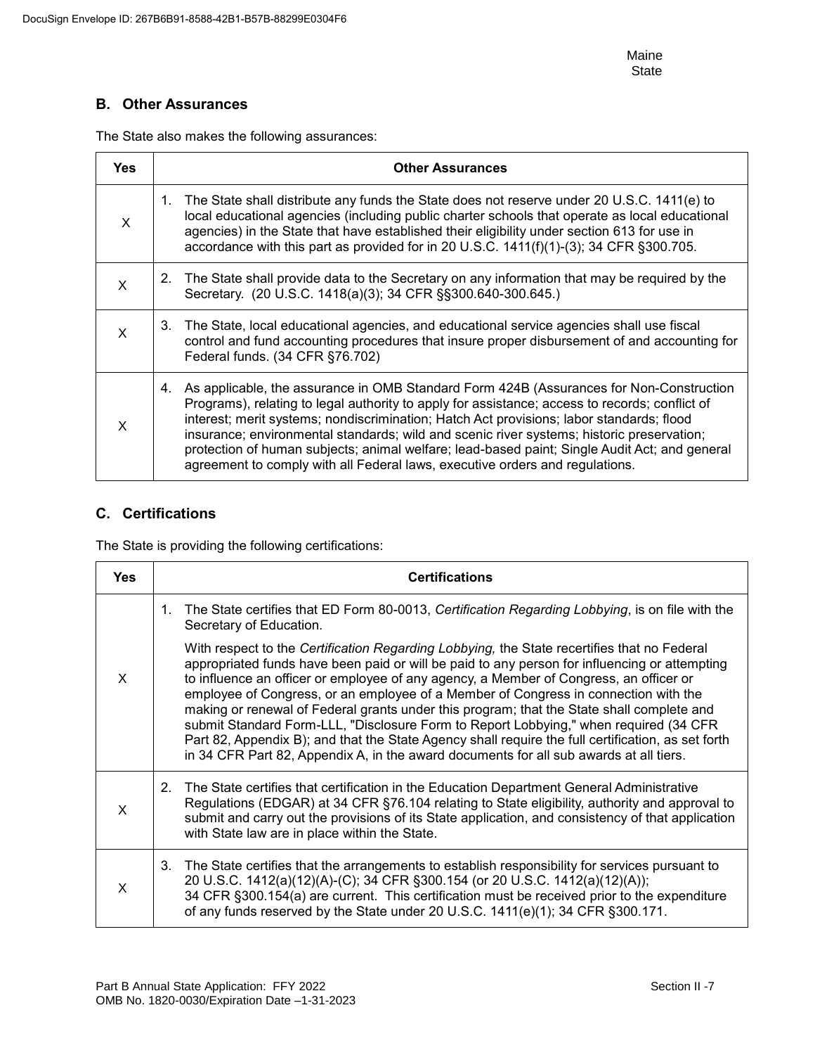Maine
State

## B. Other Assurances

The State also makes the following assurances:

| Yes | Other Assurances |
|---|---|
| X | 1. The State shall distribute any funds the State does not reserve under 20 U.S.C. 1411(e) to local educational agencies (including public charter schools that operate as local educational agencies) in the State that have established their eligibility under section 613 for use in accordance with this part as provided for in 20 U.S.C. 1411(f)(1)-(3); 34 CFR §300.705. |
| X | 2. The State shall provide data to the Secretary on any information that may be required by the Secretary. (20 U.S.C. 1418(a)(3); 34 CFR §§300.640-300.645.) |
| X | 3. The State, local educational agencies, and educational service agencies shall use fiscal control and fund accounting procedures that insure proper disbursement of and accounting for Federal funds. (34 CFR §76.702) |
| X | 4. As applicable, the assurance in OMB Standard Form 424B (Assurances for Non-Construction Programs), relating to legal authority to apply for assistance; access to records; conflict of interest; merit systems; nondiscrimination; Hatch Act provisions; labor standards; flood insurance; environmental standards; wild and scenic river systems; historic preservation; protection of human subjects; animal welfare; lead-based paint; Single Audit Act; and general agreement to comply with all Federal laws, executive orders and regulations. |

## C. Certifications

The State is providing the following certifications:

| Yes | Certifications |
|---|---|
| X | 1. The State certifies that ED Form 80-0013, *Certification Regarding Lobbying*, is on file with the Secretary of Education. With respect to the *Certification Regarding Lobbying,* the State recertifies that no Federal appropriated funds have been paid or will be paid to any person for influencing or attempting to influence an officer or employee of any agency, a Member of Congress, an officer or employee of Congress, or an employee of a Member of Congress in connection with the making or renewal of Federal grants under this program; that the State shall complete and submit Standard Form-LLL, "Disclosure Form to Report Lobbying," when required (34 CFR Part 82, Appendix B); and that the State Agency shall require the full certification, as set forth in 34 CFR Part 82, Appendix A, in the award documents for all sub awards at all tiers. |
| X | 2. The State certifies that certification in the Education Department General Administrative Regulations (EDGAR) at 34 CFR §76.104 relating to State eligibility, authority and approval to submit and carry out the provisions of its State application, and consistency of that application with State law are in place within the State. |
| X | 3. The State certifies that the arrangements to establish responsibility for services pursuant to 20 U.S.C. 1412(a)(12)(A)-(C); 34 CFR §300.154 (or 20 U.S.C. 1412(a)(12)(A)); 34 CFR §300.154(a) are current. This certification must be received prior to the expenditure of any funds reserved by the State under 20 U.S.C. 1411(e)(1); 34 CFR §300.171. |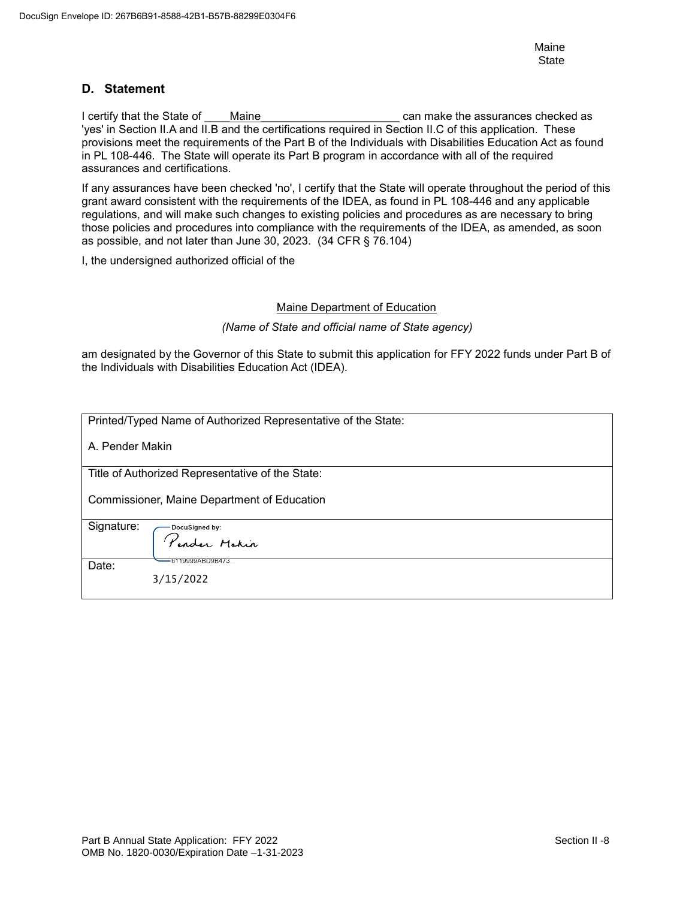Maine
State

## D. Statement

I certify that the State of ____Maine______________________ can make the assurances checked as 'yes' in Section II.A and II.B and the certifications required in Section II.C of this application. These provisions meet the requirements of the Part B of the Individuals with Disabilities Education Act as found in PL 108-446. The State will operate its Part B program in accordance with all of the required assurances and certifications.

If any assurances have been checked 'no', I certify that the State will operate throughout the period of this grant award consistent with the requirements of the IDEA, as found in PL 108-446 and any applicable regulations, and will make such changes to existing policies and procedures as are necessary to bring those policies and procedures into compliance with the requirements of the IDEA, as amended, as soon as possible, and not later than June 30, 2023. (34 CFR § 76.104)

I, the undersigned authorized official of the

Maine Department of Education

*(Name of State and official name of State agency)*

am designated by the Governor of this State to submit this application for FFY 2022 funds under Part B of the Individuals with Disabilities Education Act (IDEA).

| Printed/Typed Name of Authorized Representative of the State: |
|---|
| A. Pender Makin |
| Title of Authorized Representative of the State: |
| Commissioner, Maine Department of Education |
| Signature: DocuSigned by: Pender Makin 6119999ABD9B473... |
| Date: 3/15/2022 |

Part B Annual State Application: FFY 2022
OMB No. 1820-0030/Expiration Date –1-31-2023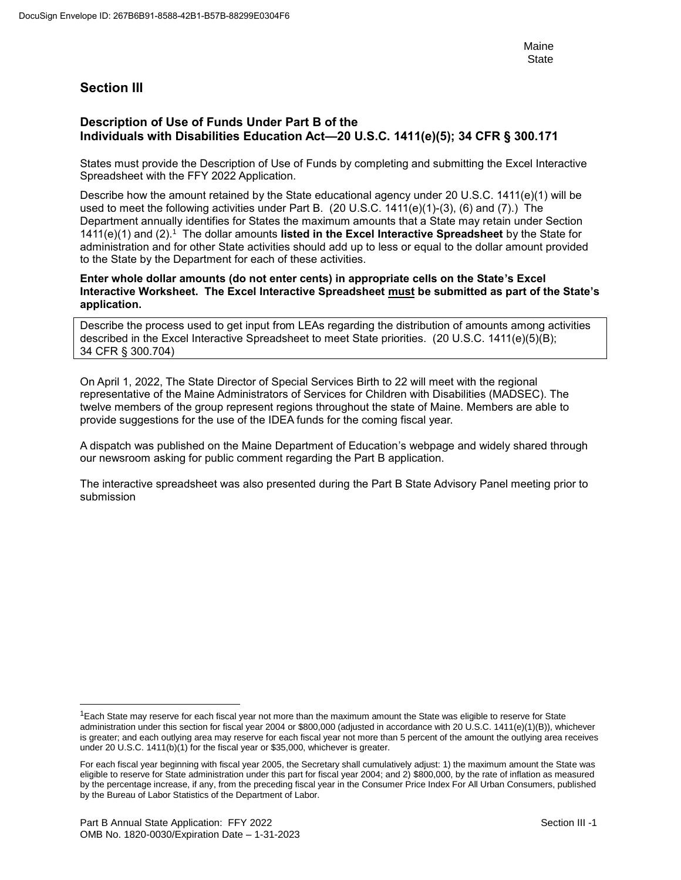Maine
State

## Section III

### Description of Use of Funds Under Part B of the Individuals with Disabilities Education Act—20 U.S.C. 1411(e)(5); 34 CFR § 300.171

States must provide the Description of Use of Funds by completing and submitting the Excel Interactive Spreadsheet with the FFY 2022 Application.

Describe how the amount retained by the State educational agency under 20 U.S.C. 1411(e)(1) will be used to meet the following activities under Part B. (20 U.S.C. 1411(e)(1)-(3), (6) and (7).) The Department annually identifies for States the maximum amounts that a State may retain under Section 1411(e)(1) and (2).[1] The dollar amounts **listed in the Excel Interactive Spreadsheet** by the State for administration and for other State activities should add up to less or equal to the dollar amount provided to the State by the Department for each of these activities.

**Enter whole dollar amounts (do not enter cents) in appropriate cells on the State's Excel Interactive Worksheet. The Excel Interactive Spreadsheet must be submitted as part of the State's application.**

Describe the process used to get input from LEAs regarding the distribution of amounts among activities described in the Excel Interactive Spreadsheet to meet State priorities. (20 U.S.C. 1411(e)(5)(B); 34 CFR § 300.704)

On April 1, 2022, The State Director of Special Services Birth to 22 will meet with the regional representative of the Maine Administrators of Services for Children with Disabilities (MADSEC). The twelve members of the group represent regions throughout the state of Maine. Members are able to provide suggestions for the use of the IDEA funds for the coming fiscal year.

A dispatch was published on the Maine Department of Education's webpage and widely shared through our newsroom asking for public comment regarding the Part B application.

The interactive spreadsheet was also presented during the Part B State Advisory Panel meeting prior to submission

---

[1] Each State may reserve for each fiscal year not more than the maximum amount the State was eligible to reserve for State administration under this section for fiscal year 2004 or $800,000 (adjusted in accordance with 20 U.S.C. 1411(e)(1)(B)), whichever is greater; and each outlying area may reserve for each fiscal year not more than 5 percent of the amount the outlying area receives under 20 U.S.C. 1411(b)(1) for the fiscal year or $35,000, whichever is greater.

For each fiscal year beginning with fiscal year 2005, the Secretary shall cumulatively adjust: 1) the maximum amount the State was eligible to reserve for State administration under this part for fiscal year 2004; and 2) $800,000, by the rate of inflation as measured by the percentage increase, if any, from the preceding fiscal year in the Consumer Price Index For All Urban Consumers, published by the Bureau of Labor Statistics of the Department of Labor.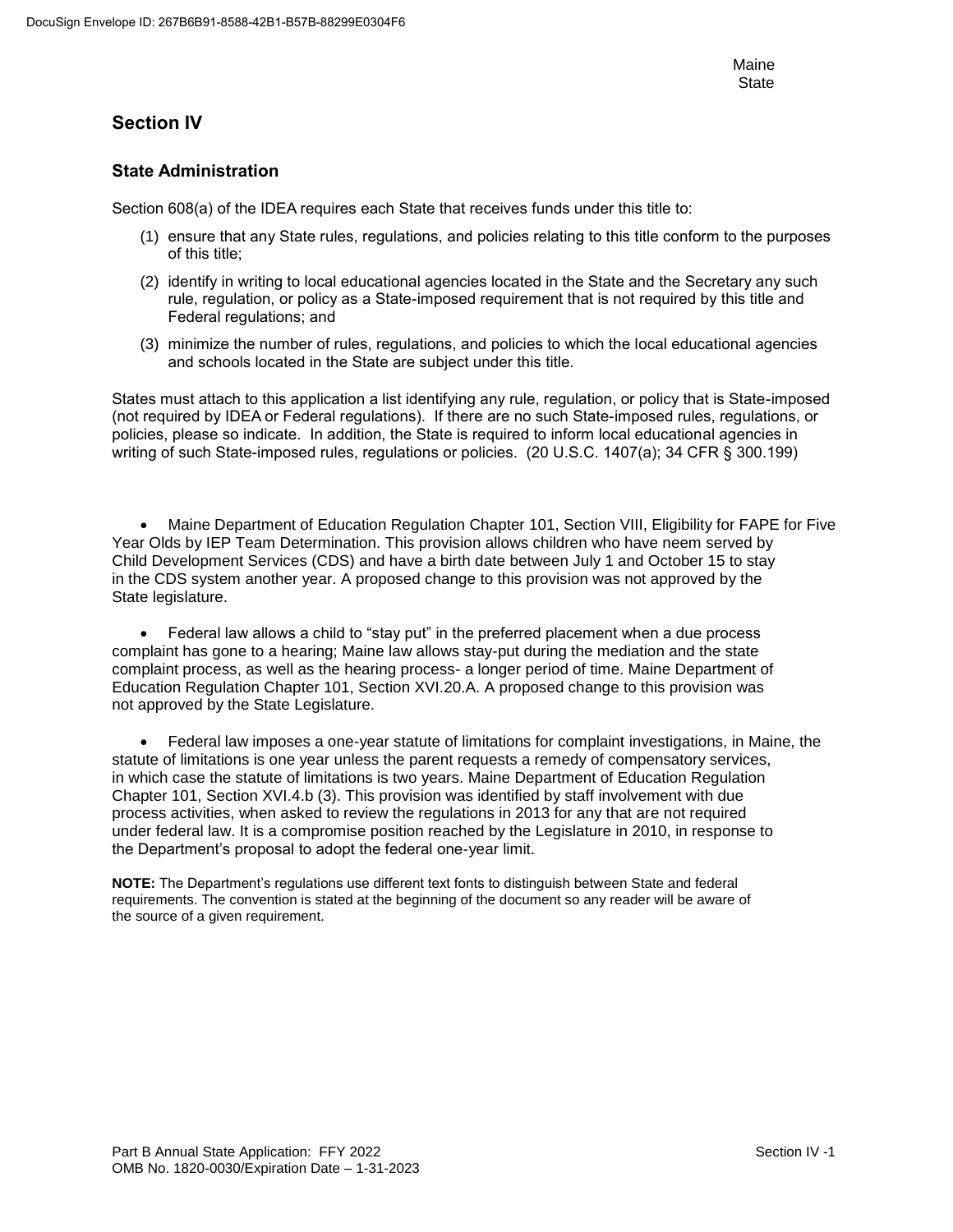Maine
State

## Section IV

### State Administration

Section 608(a) of the IDEA requires each State that receives funds under this title to:

(1) ensure that any State rules, regulations, and policies relating to this title conform to the purposes of this title;

(2) identify in writing to local educational agencies located in the State and the Secretary any such rule, regulation, or policy as a State-imposed requirement that is not required by this title and Federal regulations; and

(3) minimize the number of rules, regulations, and policies to which the local educational agencies and schools located in the State are subject under this title.

States must attach to this application a list identifying any rule, regulation, or policy that is State-imposed (not required by IDEA or Federal regulations). If there are no such State-imposed rules, regulations, or policies, please so indicate. In addition, the State is required to inform local educational agencies in writing of such State-imposed rules, regulations or policies. (20 U.S.C. 1407(a); 34 CFR § 300.199)

- Maine Department of Education Regulation Chapter 101, Section VIII, Eligibility for FAPE for Five Year Olds by IEP Team Determination. This provision allows children who have neem served by Child Development Services (CDS) and have a birth date between July 1 and October 15 to stay in the CDS system another year. A proposed change to this provision was not approved by the State legislature.

- Federal law allows a child to "stay put" in the preferred placement when a due process complaint has gone to a hearing; Maine law allows stay-put during the mediation and the state complaint process, as well as the hearing process- a longer period of time. Maine Department of Education Regulation Chapter 101, Section XVI.20.A. A proposed change to this provision was not approved by the State Legislature.

- Federal law imposes a one-year statute of limitations for complaint investigations, in Maine, the statute of limitations is one year unless the parent requests a remedy of compensatory services, in which case the statute of limitations is two years. Maine Department of Education Regulation Chapter 101, Section XVI.4.b (3). This provision was identified by staff involvement with due process activities, when asked to review the regulations in 2013 for any that are not required under federal law. It is a compromise position reached by the Legislature in 2010, in response to the Department's proposal to adopt the federal one-year limit.

**NOTE:** The Department's regulations use different text fonts to distinguish between State and federal requirements. The convention is stated at the beginning of the document so any reader will be aware of the source of a given requirement.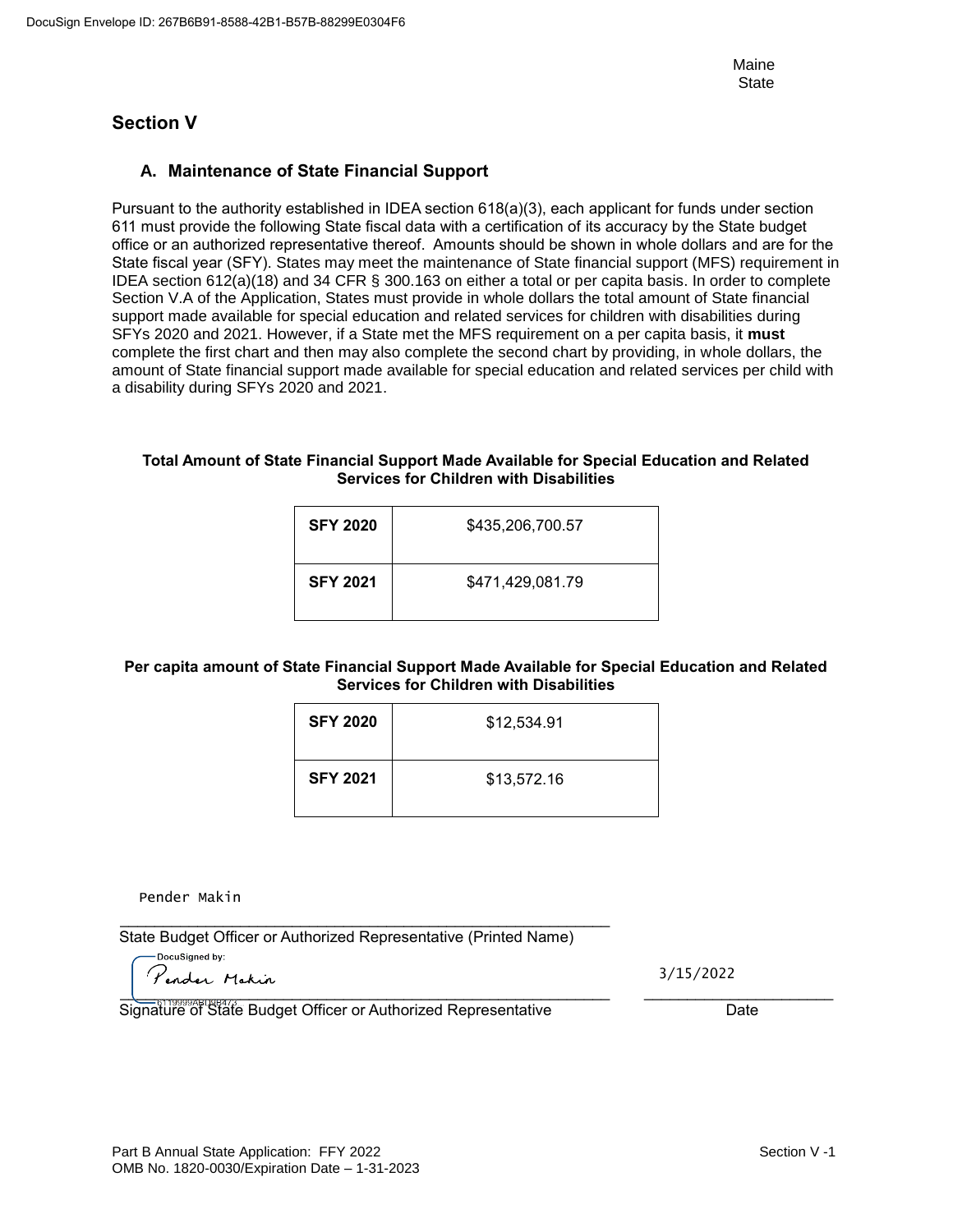Maine
State

## Section V

### A. Maintenance of State Financial Support

Pursuant to the authority established in IDEA section 618(a)(3), each applicant for funds under section 611 must provide the following State fiscal data with a certification of its accuracy by the State budget office or an authorized representative thereof. Amounts should be shown in whole dollars and are for the State fiscal year (SFY). States may meet the maintenance of State financial support (MFS) requirement in IDEA section 612(a)(18) and 34 CFR § 300.163 on either a total or per capita basis. In order to complete Section V.A of the Application, States must provide in whole dollars the total amount of State financial support made available for special education and related services for children with disabilities during SFYs 2020 and 2021. However, if a State met the MFS requirement on a per capita basis, it **must** complete the first chart and then may also complete the second chart by providing, in whole dollars, the amount of State financial support made available for special education and related services per child with a disability during SFYs 2020 and 2021.

**Total Amount of State Financial Support Made Available for Special Education and Related Services for Children with Disabilities**

| | |
|---|---|
| **SFY 2020** | $435,206,700.57 |
| **SFY 2021** | $471,429,081.79 |

**Per capita amount of State Financial Support Made Available for Special Education and Related Services for Children with Disabilities**

| | |
|---|---|
| **SFY 2020** | $12,534.91 |
| **SFY 2021** | $13,572.16 |

Pender Makin

State Budget Officer or Authorized Representative (Printed Name)

DocuSigned by: Pender Makin

Signature of State Budget Officer or Authorized Representative

3/15/2022

Date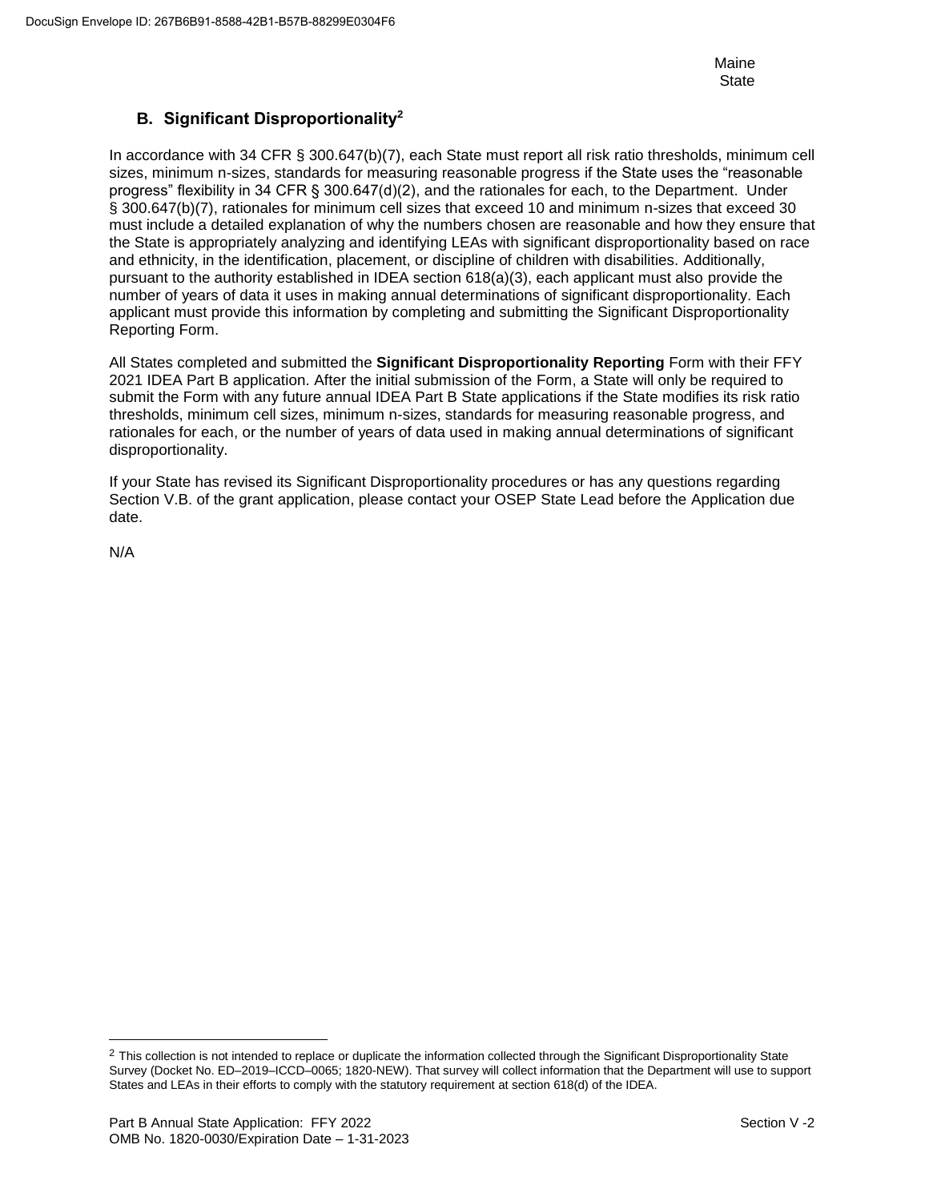Maine
State

## B. Significant Disproportionality[2]

In accordance with 34 CFR § 300.647(b)(7), each State must report all risk ratio thresholds, minimum cell sizes, minimum n-sizes, standards for measuring reasonable progress if the State uses the "reasonable progress" flexibility in 34 CFR § 300.647(d)(2), and the rationales for each, to the Department. Under § 300.647(b)(7), rationales for minimum cell sizes that exceed 10 and minimum n-sizes that exceed 30 must include a detailed explanation of why the numbers chosen are reasonable and how they ensure that the State is appropriately analyzing and identifying LEAs with significant disproportionality based on race and ethnicity, in the identification, placement, or discipline of children with disabilities. Additionally, pursuant to the authority established in IDEA section 618(a)(3), each applicant must also provide the number of years of data it uses in making annual determinations of significant disproportionality. Each applicant must provide this information by completing and submitting the Significant Disproportionality Reporting Form.

All States completed and submitted the **Significant Disproportionality Reporting** Form with their FFY 2021 IDEA Part B application. After the initial submission of the Form, a State will only be required to submit the Form with any future annual IDEA Part B State applications if the State modifies its risk ratio thresholds, minimum cell sizes, minimum n-sizes, standards for measuring reasonable progress, and rationales for each, or the number of years of data used in making annual determinations of significant disproportionality.

If your State has revised its Significant Disproportionality procedures or has any questions regarding Section V.B. of the grant application, please contact your OSEP State Lead before the Application due date.

N/A

[2] This collection is not intended to replace or duplicate the information collected through the Significant Disproportionality State Survey (Docket No. ED–2019–ICCD–0065; 1820-NEW). That survey will collect information that the Department will use to support States and LEAs in their efforts to comply with the statutory requirement at section 618(d) of the IDEA.